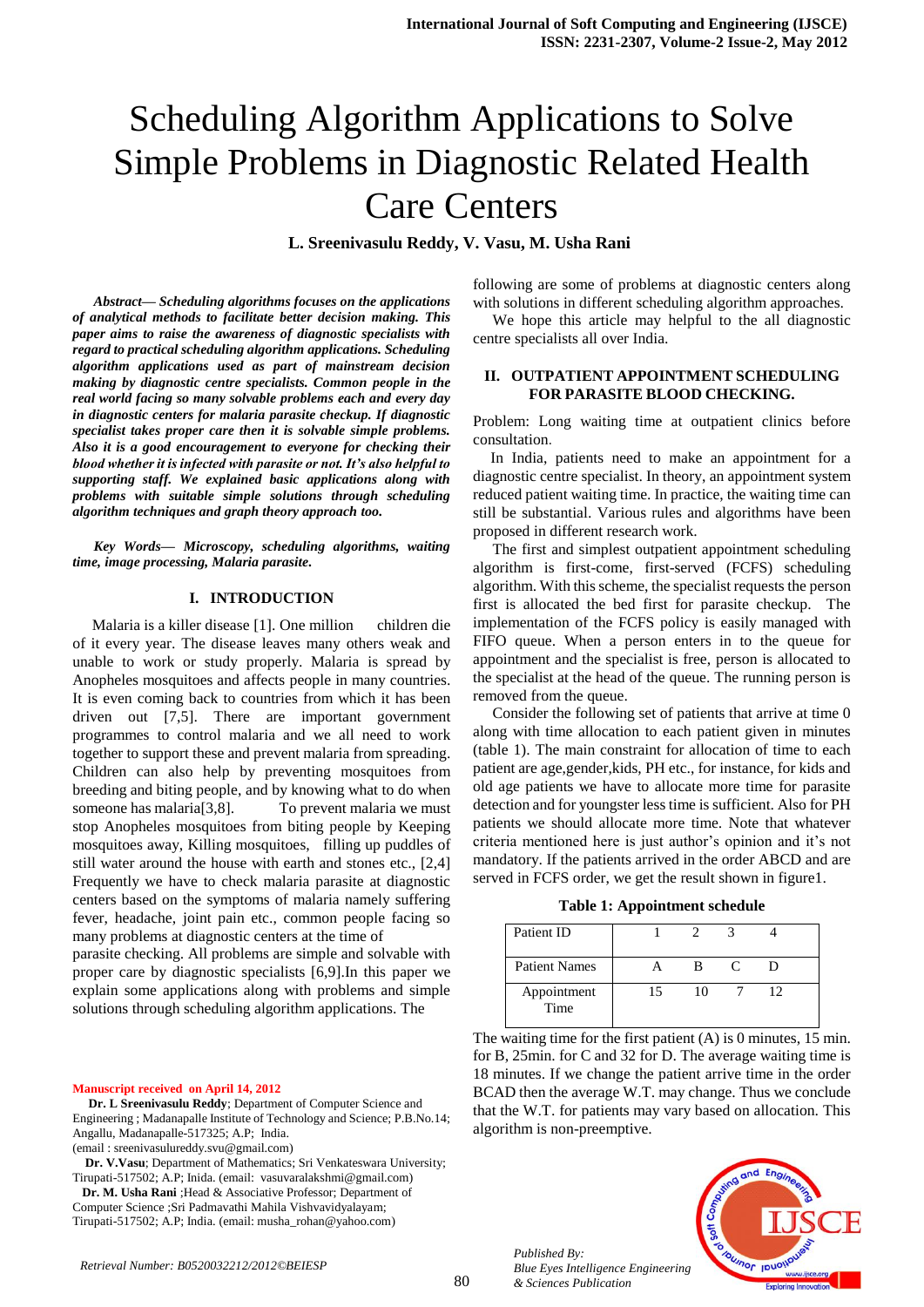# Scheduling Algorithm Applications to Solve Simple Problems in Diagnostic Related Health Care Centers

**L. Sreenivasulu Reddy, V. Vasu, M. Usha Rani**

***Abstract*— *Scheduling algorithms focuses on the applications of analytical methods to facilitate better decision making. This paper aims to raise the awareness of diagnostic specialists with regard to practical scheduling algorithm applications. Scheduling algorithm applications used as part of mainstream decision making by diagnostic centre specialists. Common people in the real world facing so many solvable problems each and every day in diagnostic centers for malaria parasite checkup. If diagnostic specialist takes proper care then it is solvable simple problems. Also it is a good encouragement to everyone for checking their blood whether it is infected with parasite or not. It's also helpful to supporting staff. We explained basic applications along with problems with suitable simple solutions through scheduling algorithm techniques and graph theory approach too.***

*Key Words— Microscopy, scheduling algorithms, waiting time, image processing, Malaria parasite.*

## I. INTRODUCTION

Malaria is a killer disease [1]. One million children die of it every year. The disease leaves many others weak and unable to work or study properly. Malaria is spread by Anopheles mosquitoes and affects people in many countries. It is even coming back to countries from which it has been driven out [7,5]. There are important government programmes to control malaria and we all need to work together to support these and prevent malaria from spreading. Children can also help by preventing mosquitoes from breeding and biting people, and by knowing what to do when someone has malaria[3,8]. To prevent malaria we must stop Anopheles mosquitoes from biting people by Keeping mosquitoes away, Killing mosquitoes, filling up puddles of still water around the house with earth and stones etc., [2,4] Frequently we have to check malaria parasite at diagnostic centers based on the symptoms of malaria namely suffering fever, headache, joint pain etc., common people facing so many problems at diagnostic centers at the time of parasite checking. All problems are simple and solvable with proper care by diagnostic specialists [6,9].In this paper we explain some applications along with problems and simple solutions through scheduling algorithm applications. The following are some of problems at diagnostic centers along with solutions in different scheduling algorithm approaches.

We hope this article may helpful to the all diagnostic centre specialists all over India.

## II. OUTPATIENT APPOINTMENT SCHEDULING FOR PARASITE BLOOD CHECKING.

Problem: Long waiting time at outpatient clinics before consultation.

In India, patients need to make an appointment for a diagnostic centre specialist. In theory, an appointment system reduced patient waiting time. In practice, the waiting time can still be substantial. Various rules and algorithms have been proposed in different research work.

The first and simplest outpatient appointment scheduling algorithm is first-come, first-served (FCFS) scheduling algorithm. With this scheme, the specialist requests the person first is allocated the bed first for parasite checkup. The implementation of the FCFS policy is easily managed with FIFO queue. When a person enters in to the queue for appointment and the specialist is free, person is allocated to the specialist at the head of the queue. The running person is removed from the queue.

Consider the following set of patients that arrive at time 0 along with time allocation to each patient given in minutes (table 1). The main constraint for allocation of time to each patient are age,gender,kids, PH etc., for instance, for kids and old age patients we have to allocate more time for parasite detection and for youngster less time is sufficient. Also for PH patients we should allocate more time. Note that whatever criteria mentioned here is just author's opinion and it's not mandatory. If the patients arrived in the order ABCD and are served in FCFS order, we get the result shown in figure1.

**Table 1: Appointment schedule**

| Patient ID | 1 | 2 | 3 | 4 |
|---|---|---|---|---|
| Patient Names | A | B | C | D |
| Appointment Time | 15 | 10 | 7 | 12 |

The waiting time for the first patient (A) is 0 minutes, 15 min. for B, 25min. for C and 32 for D. The average waiting time is 18 minutes. If we change the patient arrive time in the order BCAD then the average W.T. may change. Thus we conclude that the W.T. for patients may vary based on allocation. This algorithm is non-preemptive.

**Manuscript received on April 14, 2012**

**Dr. L Sreenivasulu Reddy**; Department of Computer Science and Engineering ; Madanapalle Institute of Technology and Science; P.B.No.14; Angallu, Madanapalle-517325; A.P; India. (email : sreenivasulureddy.svu@gmail.com)

**Dr. V.Vasu**; Department of Mathematics; Sri Venkateswara University; Tirupati-517502; A.P; Inida. (email: vasuvaralakshmi@gmail.com)

**Dr. M. Usha Rani** ;Head & Associative Professor; Department of Computer Science ;Sri Padmavathi Mahila Vishvavidyalayam; Tirupati-517502; A.P; India. (email: musha_rohan@yahoo.com)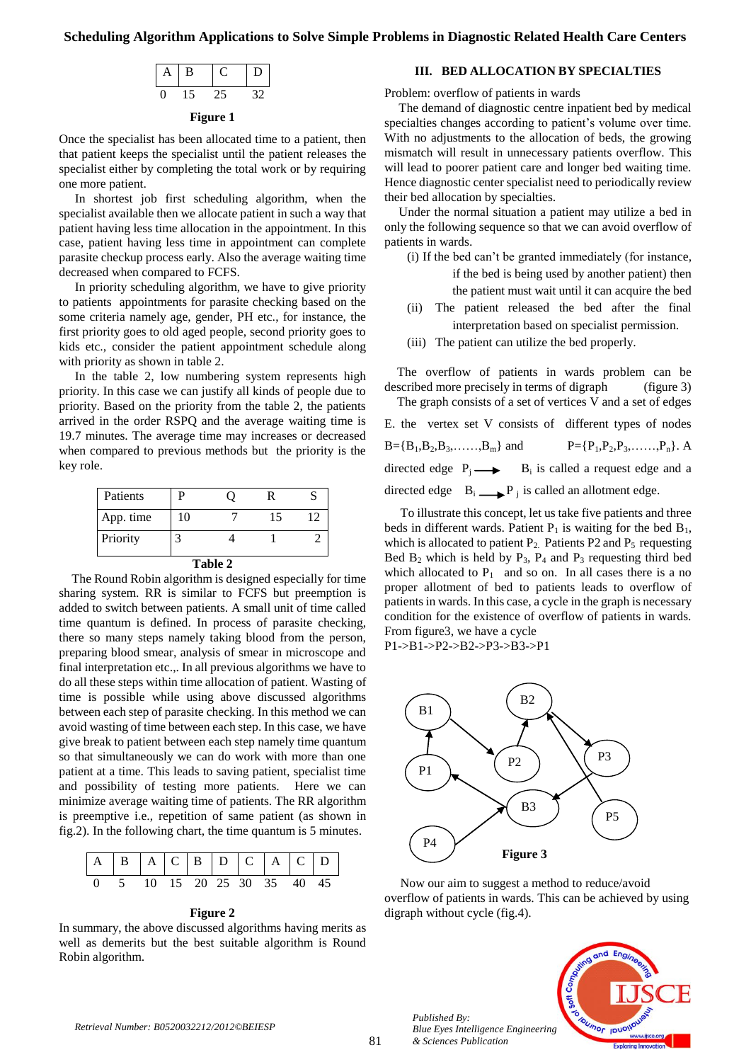| A | B | C | D |
|---|---|---|---|
| 0 | 15 | 25 | 32 |

**Figure 1**

Once the specialist has been allocated time to a patient, then that patient keeps the specialist until the patient releases the specialist either by completing the total work or by requiring one more patient.

In shortest job first scheduling algorithm, when the specialist available then we allocate patient in such a way that patient having less time allocation in the appointment. In this case, patient having less time in appointment can complete parasite checkup process early. Also the average waiting time decreased when compared to FCFS.

In priority scheduling algorithm, we have to give priority to patients appointments for parasite checking based on the some criteria namely age, gender, PH etc., for instance, the first priority goes to old aged people, second priority goes to kids etc., consider the patient appointment schedule along with priority as shown in table 2.

In the table 2, low numbering system represents high priority. In this case we can justify all kinds of people due to priority. Based on the priority from the table 2, the patients arrived in the order RSPQ and the average waiting time is 19.7 minutes. The average time may increases or decreased when compared to previous methods but the priority is the key role.

| Patients | P | Q | R | S |
|---|---|---|---|---|
| App. time | 10 | 7 | 15 | 12 |
| Priority | 3 | 4 | 1 | 2 |

**Table 2**

The Round Robin algorithm is designed especially for time sharing system. RR is similar to FCFS but preemption is added to switch between patients. A small unit of time called time quantum is defined. In process of parasite checking, there so many steps namely taking blood from the person, preparing blood smear, analysis of smear in microscope and final interpretation etc.,. In all previous algorithms we have to do all these steps within time allocation of patient. Wasting of time is possible while using above discussed algorithms between each step of parasite checking. In this method we can avoid wasting of time between each step. In this case, we have give break to patient between each step namely time quantum so that simultaneously we can do work with more than one patient at a time. This leads to saving patient, specialist time and possibility of testing more patients. Here we can minimize average waiting time of patients. The RR algorithm is preemptive i.e., repetition of same patient (as shown in fig.2). In the following chart, the time quantum is 5 minutes.

| A | B | A | C | B | D | C | A | C | D |
|---|---|---|---|---|---|---|---|---|---|
| 0 | 5 | 10 | 15 | 20 | 25 | 30 | 35 | 40 | 45 |

**Figure 2**

In summary, the above discussed algorithms having merits as well as demerits but the best suitable algorithm is Round Robin algorithm.

## III. BED ALLOCATION BY SPECIALTIES

Problem: overflow of patients in wards

The demand of diagnostic centre inpatient bed by medical specialties changes according to patient's volume over time. With no adjustments to the allocation of beds, the growing mismatch will result in unnecessary patients overflow. This will lead to poorer patient care and longer bed waiting time. Hence diagnostic center specialist need to periodically review their bed allocation by specialties.

Under the normal situation a patient may utilize a bed in only the following sequence so that we can avoid overflow of patients in wards.

(i) If the bed can't be granted immediately (for instance, if the bed is being used by another patient) then the patient must wait until it can acquire the bed

(ii) The patient released the bed after the final interpretation based on specialist permission.

(iii) The patient can utilize the bed properly.

The overflow of patients in wards problem can be described more precisely in terms of digraph (figure 3)

The graph consists of a set of vertices V and a set of edges E. the vertex set V consists of different types of nodes $B=\{B_1,B_2,B_3,\ldots\ldots,B_m\}$ and $P=\{P_1,P_2,P_3,\ldots\ldots,P_n\}$. A directed edge $P_j \rightarrow B_i$ is called a request edge and a directed edge $B_i \rightarrow P_j$ is called an allotment edge.

To illustrate this concept, let us take five patients and three beds in different wards. Patient $P_1$ is waiting for the bed $B_1$, which is allocated to patient $P_2$. Patients P2 and $P_5$ requesting Bed $B_2$ which is held by $P_3$, $P_4$ and $P_3$ requesting third bed which allocated to $P_1$ and so on. In all cases there is a no proper allotment of bed to patients leads to overflow of patients in wards. In this case, a cycle in the graph is necessary condition for the existence of overflow of patients in wards. From figure3, we have a cycle

P1->B1->P2->B2->P3->B3->P1

**Figure 3**

Now our aim to suggest a method to reduce/avoid overflow of patients in wards. This can be achieved by using digraph without cycle (fig.4).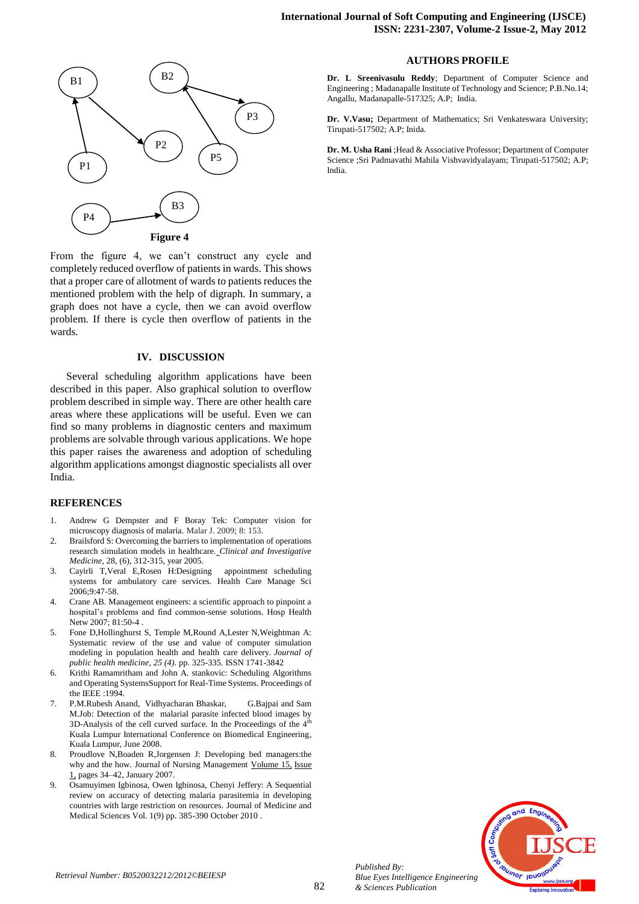B1

B2

P3

P2

P5

P1

B3

P4

Figure 4

From the figure 4, we can't construct any cycle and completely reduced overflow of patients in wards. This shows that a proper care of allotment of wards to patients reduces the mentioned problem with the help of digraph. In summary, a graph does not have a cycle, then we can avoid overflow problem. If there is cycle then overflow of patients in the wards.

## IV. DISCUSSION

Several scheduling algorithm applications have been described in this paper. Also graphical solution to overflow problem described in simple way. There are other health care areas where these applications will be useful. Even we can find so many problems in diagnostic centers and maximum problems are solvable through various applications. We hope this paper raises the awareness and adoption of scheduling algorithm applications amongst diagnostic specialists all over India.

## REFERENCES

1. Andrew G Dempster and F Boray Tek: Computer vision for microscopy diagnosis of malaria. Malar J. 2009; 8: 153.
2. Brailsford S: Overcoming the barriers to implementation of operations research simulation models in healthcare. *Clinical and Investigative Medicine*, 28, (6), 312-315, year 2005.
3. Cayirli T,Veral E,Rosen H:Designing appointment scheduling systems for ambulatory care services. Health Care Manage Sci 2006;9:47-58.
4. Crane AB. Management engineers: a scientific approach to pinpoint a hospital's problems and find common-sense solutions. Hosp Health Netw 2007; 81:50-4 .
5. Fone D,Hollinghurst S, Temple M,Round A,Lester N,Weightman A: Systematic review of the use and value of computer simulation modeling in population health and health care delivery. *Journal of public health medicine, 25 (4).* pp. 325-335. ISSN 1741-3842
6. Krithi Ramamritham and John A. stankovic: Scheduling Algorithms and Operating SystemsSupport for Real-Time Systems. Proceedings of the IEEE :1994.
7. P.M.Rubesh Anand, Vidhyacharan Bhaskar, G.Bajpai and Sam M.Job: Detection of the malarial parasite infected blood images by 3D-Analysis of the cell curved surface. In the Proceedings of the 4th Kuala Lumpur International Conference on Biomedical Engineering, Kuala Lumpur, June 2008.
8. Proudlove N,Boaden R,Jorgensen J: Developing bed managers:the why and the how. Journal of Nursing Management Volume 15, Issue 1, pages 34–42, January 2007.
9. Osamuyimen Igbinosa, Owen Igbinosa, Chenyi Jeffery: A Sequential review on accuracy of detecting malaria parasitemia in developing countries with large restriction on resources. Journal of Medicine and Medical Sciences Vol. 1(9) pp. 385-390 October 2010 .

## AUTHORS PROFILE

**Dr. L Sreenivasulu Reddy**; Department of Computer Science and Engineering ; Madanapalle Institute of Technology and Science; P.B.No.14; Angallu, Madanapalle-517325; A.P; India.

**Dr. V.Vasu;** Department of Mathematics; Sri Venkateswara University; Tirupati-517502; A.P; Inida.

**Dr. M. Usha Rani** ;Head & Associative Professor; Department of Computer Science ;Sri Padmavathi Mahila Vishvavidyalayam; Tirupati-517502; A.P; India.